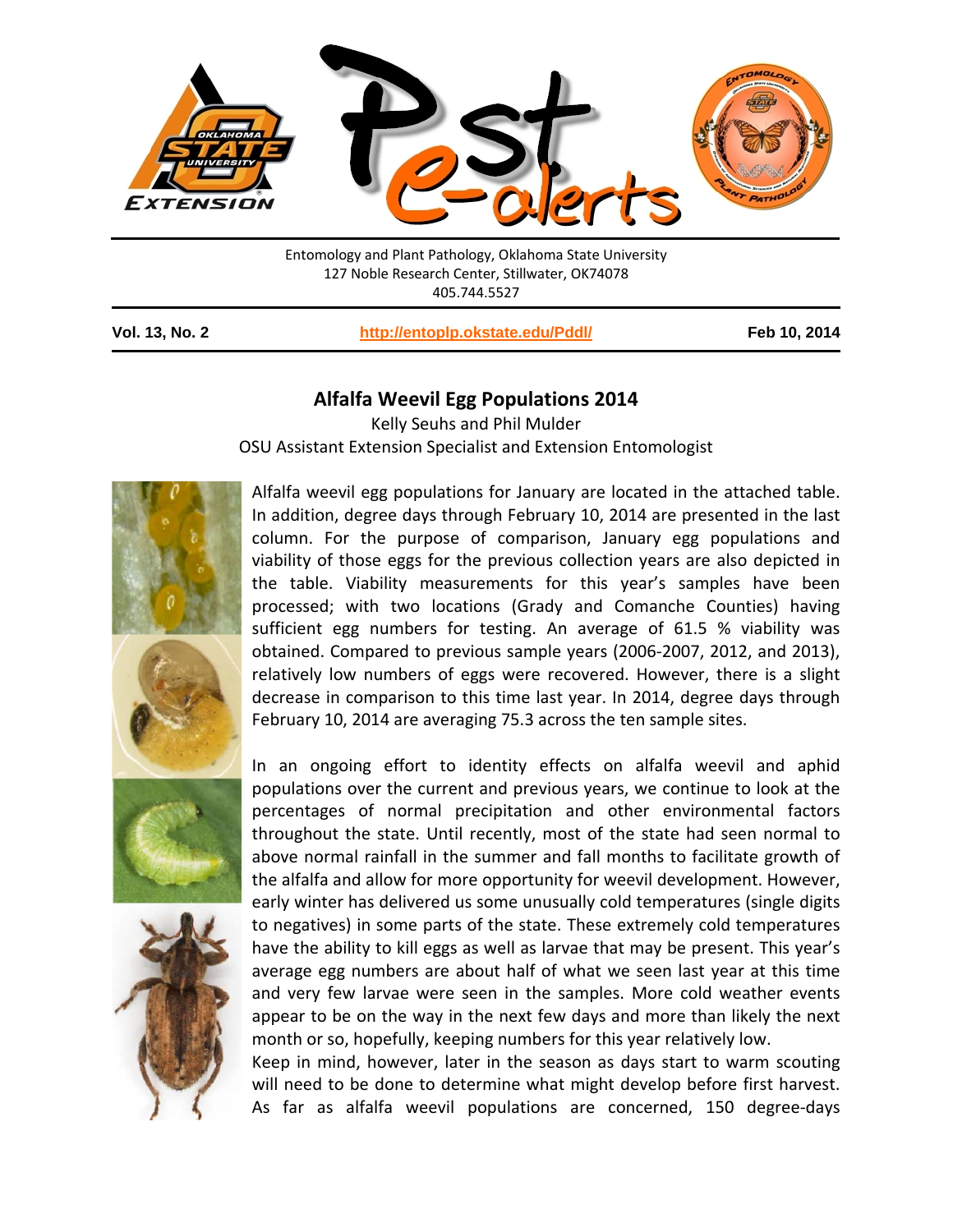Entomology and Plant Pathology, Oklahoma State University
127 Noble Research Center, Stillwater, OK74078
405.744.5527

**Vol. 13, No. 2** | **http://entoplp.okstate.edu/Pddl/** | **Feb 10, 2014**

## Alfalfa Weevil Egg Populations 2014

Kelly Seuhs and Phil Mulder
OSU Assistant Extension Specialist and Extension Entomologist

Alfalfa weevil egg populations for January are located in the attached table. In addition, degree days through February 10, 2014 are presented in the last column. For the purpose of comparison, January egg populations and viability of those eggs for the previous collection years are also depicted in the table. Viability measurements for this year's samples have been processed; with two locations (Grady and Comanche Counties) having sufficient egg numbers for testing. An average of 61.5 % viability was obtained. Compared to previous sample years (2006-2007, 2012, and 2013), relatively low numbers of eggs were recovered. However, there is a slight decrease in comparison to this time last year. In 2014, degree days through February 10, 2014 are averaging 75.3 across the ten sample sites.

In an ongoing effort to identity effects on alfalfa weevil and aphid populations over the current and previous years, we continue to look at the percentages of normal precipitation and other environmental factors throughout the state. Until recently, most of the state had seen normal to above normal rainfall in the summer and fall months to facilitate growth of the alfalfa and allow for more opportunity for weevil development. However, early winter has delivered us some unusually cold temperatures (single digits to negatives) in some parts of the state. These extremely cold temperatures have the ability to kill eggs as well as larvae that may be present. This year's average egg numbers are about half of what we seen last year at this time and very few larvae were seen in the samples. More cold weather events appear to be on the way in the next few days and more than likely the next month or so, hopefully, keeping numbers for this year relatively low.

Keep in mind, however, later in the season as days start to warm scouting will need to be done to determine what might develop before first harvest. As far as alfalfa weevil populations are concerned, 150 degree-days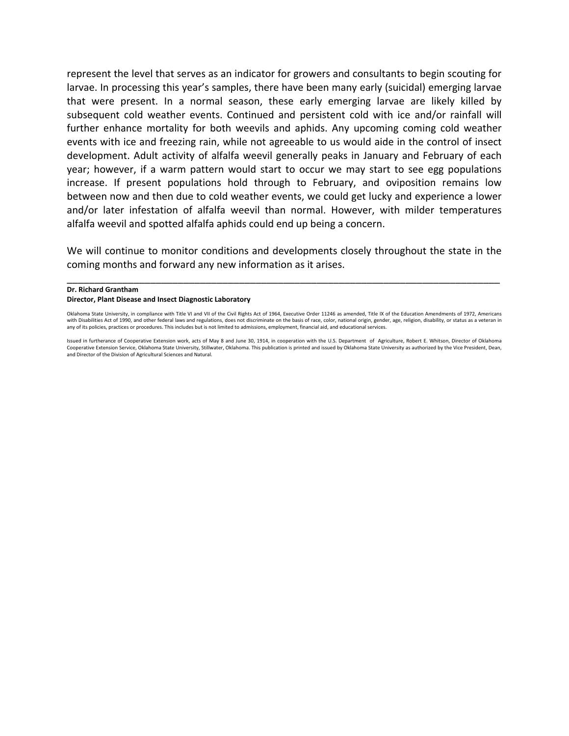represent the level that serves as an indicator for growers and consultants to begin scouting for larvae. In processing this year's samples, there have been many early (suicidal) emerging larvae that were present. In a normal season, these early emerging larvae are likely killed by subsequent cold weather events. Continued and persistent cold with ice and/or rainfall will further enhance mortality for both weevils and aphids. Any upcoming coming cold weather events with ice and freezing rain, while not agreeable to us would aide in the control of insect development. Adult activity of alfalfa weevil generally peaks in January and February of each year; however, if a warm pattern would start to occur we may start to see egg populations increase. If present populations hold through to February, and oviposition remains low between now and then due to cold weather events, we could get lucky and experience a lower and/or later infestation of alfalfa weevil than normal. However, with milder temperatures alfalfa weevil and spotted alfalfa aphids could end up being a concern.

We will continue to monitor conditions and developments closely throughout the state in the coming months and forward any new information as it arises.

---

**Dr. Richard Grantham**
**Director, Plant Disease and Insect Diagnostic Laboratory**

Oklahoma State University, in compliance with Title VI and VII of the Civil Rights Act of 1964, Executive Order 11246 as amended, Title IX of the Education Amendments of 1972, Americans with Disabilities Act of 1990, and other federal laws and regulations, does not discriminate on the basis of race, color, national origin, gender, age, religion, disability, or status as a veteran in any of its policies, practices or procedures. This includes but is not limited to admissions, employment, financial aid, and educational services.

Issued in furtherance of Cooperative Extension work, acts of May 8 and June 30, 1914, in cooperation with the U.S. Department of Agriculture, Robert E. Whitson, Director of Oklahoma Cooperative Extension Service, Oklahoma State University, Stillwater, Oklahoma. This publication is printed and issued by Oklahoma State University as authorized by the Vice President, Dean, and Director of the Division of Agricultural Sciences and Natural.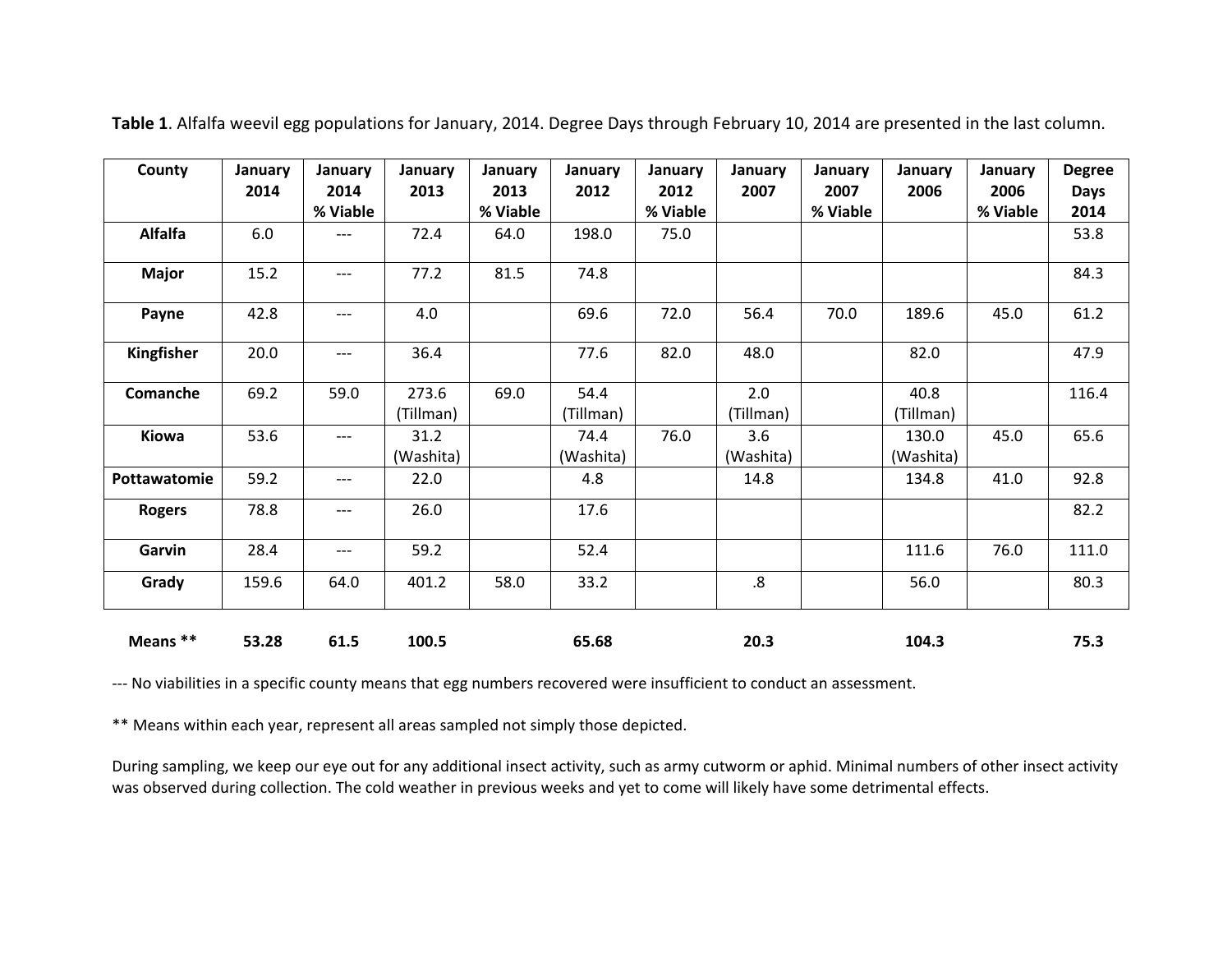**Table 1**. Alfalfa weevil egg populations for January, 2014. Degree Days through February 10, 2014 are presented in the last column.

| County | January 2014 | January 2014 % Viable | January 2013 | January 2013 % Viable | January 2012 | January 2012 % Viable | January 2007 | January 2007 % Viable | January 2006 | January 2006 % Viable | Degree Days 2014 |
|---|---|---|---|---|---|---|---|---|---|---|---|
| **Alfalfa** | 6.0 | --- | 72.4 | 64.0 | 198.0 | 75.0 | | | | | 53.8 |
| **Major** | 15.2 | --- | 77.2 | 81.5 | 74.8 | | | | | | 84.3 |
| **Payne** | 42.8 | --- | 4.0 | | 69.6 | 72.0 | 56.4 | 70.0 | 189.6 | 45.0 | 61.2 |
| **Kingfisher** | 20.0 | --- | 36.4 | | 77.6 | 82.0 | 48.0 | | 82.0 | | 47.9 |
| **Comanche** | 69.2 | 59.0 | 273.6 (Tillman) | 69.0 | 54.4 (Tillman) | | 2.0 (Tillman) | | 40.8 (Tillman) | | 116.4 |
| **Kiowa** | 53.6 | --- | 31.2 (Washita) | | 74.4 (Washita) | 76.0 | 3.6 (Washita) | | 130.0 (Washita) | 45.0 | 65.6 |
| **Pottawatomie** | 59.2 | --- | 22.0 | | 4.8 | | 14.8 | | 134.8 | 41.0 | 92.8 |
| **Rogers** | 78.8 | --- | 26.0 | | 17.6 | | | | | | 82.2 |
| **Garvin** | 28.4 | --- | 59.2 | | 52.4 | | | | 111.6 | 76.0 | 111.0 |
| **Grady** | 159.6 | 64.0 | 401.2 | 58.0 | 33.2 | | .8 | | 56.0 | | 80.3 |
| **Means \*\*** | **53.28** | **61.5** | **100.5** | | **65.68** | | **20.3** | | **104.3** | | **75.3** |

--- No viabilities in a specific county means that egg numbers recovered were insufficient to conduct an assessment.

** Means within each year, represent all areas sampled not simply those depicted.

During sampling, we keep our eye out for any additional insect activity, such as army cutworm or aphid. Minimal numbers of other insect activity was observed during collection. The cold weather in previous weeks and yet to come will likely have some detrimental effects.